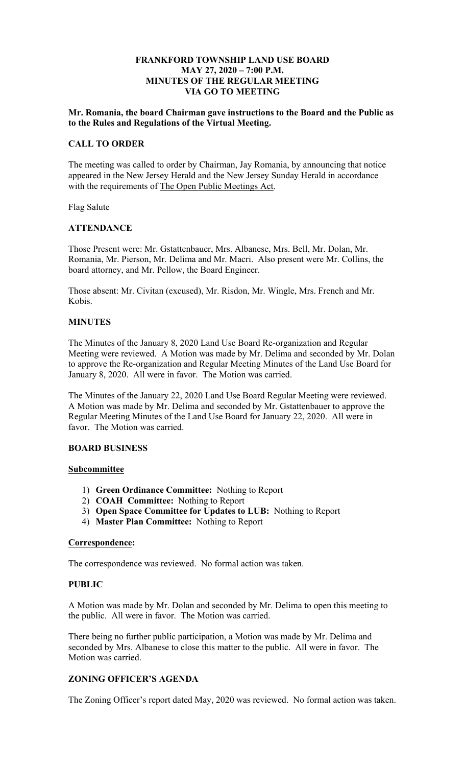# FRANKFORD TOWNSHIP LAND USE BOARD
## MAY 27, 2020 – 7:00 P.M.
## MINUTES OF THE REGULAR MEETING
## VIA GO TO MEETING

**Mr. Romania, the board Chairman gave instructions to the Board and the Public as to the Rules and Regulations of the Virtual Meeting.**

### CALL TO ORDER

The meeting was called to order by Chairman, Jay Romania, by announcing that notice appeared in the New Jersey Herald and the New Jersey Sunday Herald in accordance with the requirements of The Open Public Meetings Act.

Flag Salute

### ATTENDANCE

Those Present were: Mr. Gstattenbauer, Mrs. Albanese, Mrs. Bell, Mr. Dolan, Mr. Romania, Mr. Pierson, Mr. Delima and Mr. Macri. Also present were Mr. Collins, the board attorney, and Mr. Pellow, the Board Engineer.

Those absent: Mr. Civitan (excused), Mr. Risdon, Mr. Wingle, Mrs. French and Mr. Kobis.

### MINUTES

The Minutes of the January 8, 2020 Land Use Board Re-organization and Regular Meeting were reviewed. A Motion was made by Mr. Delima and seconded by Mr. Dolan to approve the Re-organization and Regular Meeting Minutes of the Land Use Board for January 8, 2020. All were in favor. The Motion was carried.

The Minutes of the January 22, 2020 Land Use Board Regular Meeting were reviewed. A Motion was made by Mr. Delima and seconded by Mr. Gstattenbauer to approve the Regular Meeting Minutes of the Land Use Board for January 22, 2020. All were in favor. The Motion was carried.

### BOARD BUSINESS

**Subcommittee**

1) **Green Ordinance Committee:** Nothing to Report
2) **COAH Committee:** Nothing to Report
3) **Open Space Committee for Updates to LUB:** Nothing to Report
4) **Master Plan Committee:** Nothing to Report

**Correspondence:**

The correspondence was reviewed. No formal action was taken.

### PUBLIC

A Motion was made by Mr. Dolan and seconded by Mr. Delima to open this meeting to the public. All were in favor. The Motion was carried.

There being no further public participation, a Motion was made by Mr. Delima and seconded by Mrs. Albanese to close this matter to the public. All were in favor. The Motion was carried.

### ZONING OFFICER'S AGENDA

The Zoning Officer's report dated May, 2020 was reviewed. No formal action was taken.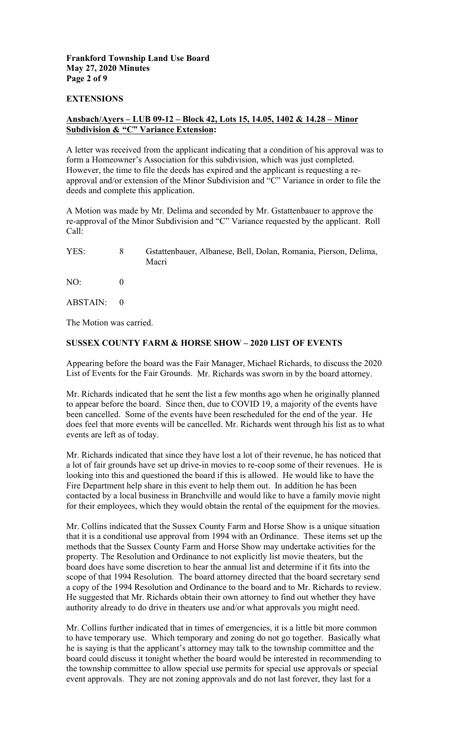## EXTENSIONS

**Ansbach/Ayers – LUB 09-12 – Block 42, Lots 15, 14.05, 1402 & 14.28 – Minor Subdivision & "C" Variance Extension:**

A letter was received from the applicant indicating that a condition of his approval was to form a Homeowner's Association for this subdivision, which was just completed. However, the time to file the deeds has expired and the applicant is requesting a re-approval and/or extension of the Minor Subdivision and "C" Variance in order to file the deeds and complete this application.

A Motion was made by Mr. Delima and seconded by Mr. Gstattenbauer to approve the re-approval of the Minor Subdivision and "C" Variance requested by the applicant. Roll Call:

| | | |
|---|---|---|
| YES: | 8 | Gstattenbauer, Albanese, Bell, Dolan, Romania, Pierson, Delima, Macri |
| NO: | 0 | |
| ABSTAIN: | 0 | |

The Motion was carried.

## SUSSEX COUNTY FARM & HORSE SHOW – 2020 LIST OF EVENTS

Appearing before the board was the Fair Manager, Michael Richards, to discuss the 2020 List of Events for the Fair Grounds. Mr. Richards was sworn in by the board attorney.

Mr. Richards indicated that he sent the list a few months ago when he originally planned to appear before the board. Since then, due to COVID 19, a majority of the events have been cancelled. Some of the events have been rescheduled for the end of the year. He does feel that more events will be cancelled. Mr. Richards went through his list as to what events are left as of today.

Mr. Richards indicated that since they have lost a lot of their revenue, he has noticed that a lot of fair grounds have set up drive-in movies to re-coop some of their revenues. He is looking into this and questioned the board if this is allowed. He would like to have the Fire Department help share in this event to help them out. In addition he has been contacted by a local business in Branchville and would like to have a family movie night for their employees, which they would obtain the rental of the equipment for the movies.

Mr. Collins indicated that the Sussex County Farm and Horse Show is a unique situation that it is a conditional use approval from 1994 with an Ordinance. These items set up the methods that the Sussex County Farm and Horse Show may undertake activities for the property. The Resolution and Ordinance to not explicitly list movie theaters, but the board does have some discretion to hear the annual list and determine if it fits into the scope of that 1994 Resolution. The board attorney directed that the board secretary send a copy of the 1994 Resolution and Ordinance to the board and to Mr. Richards to review. He suggested that Mr. Richards obtain their own attorney to find out whether they have authority already to do drive in theaters use and/or what approvals you might need.

Mr. Collins further indicated that in times of emergencies, it is a little bit more common to have temporary use. Which temporary and zoning do not go together. Basically what he is saying is that the applicant's attorney may talk to the township committee and the board could discuss it tonight whether the board would be interested in recommending to the township committee to allow special use permits for special use approvals or special event approvals. They are not zoning approvals and do not last forever, they last for a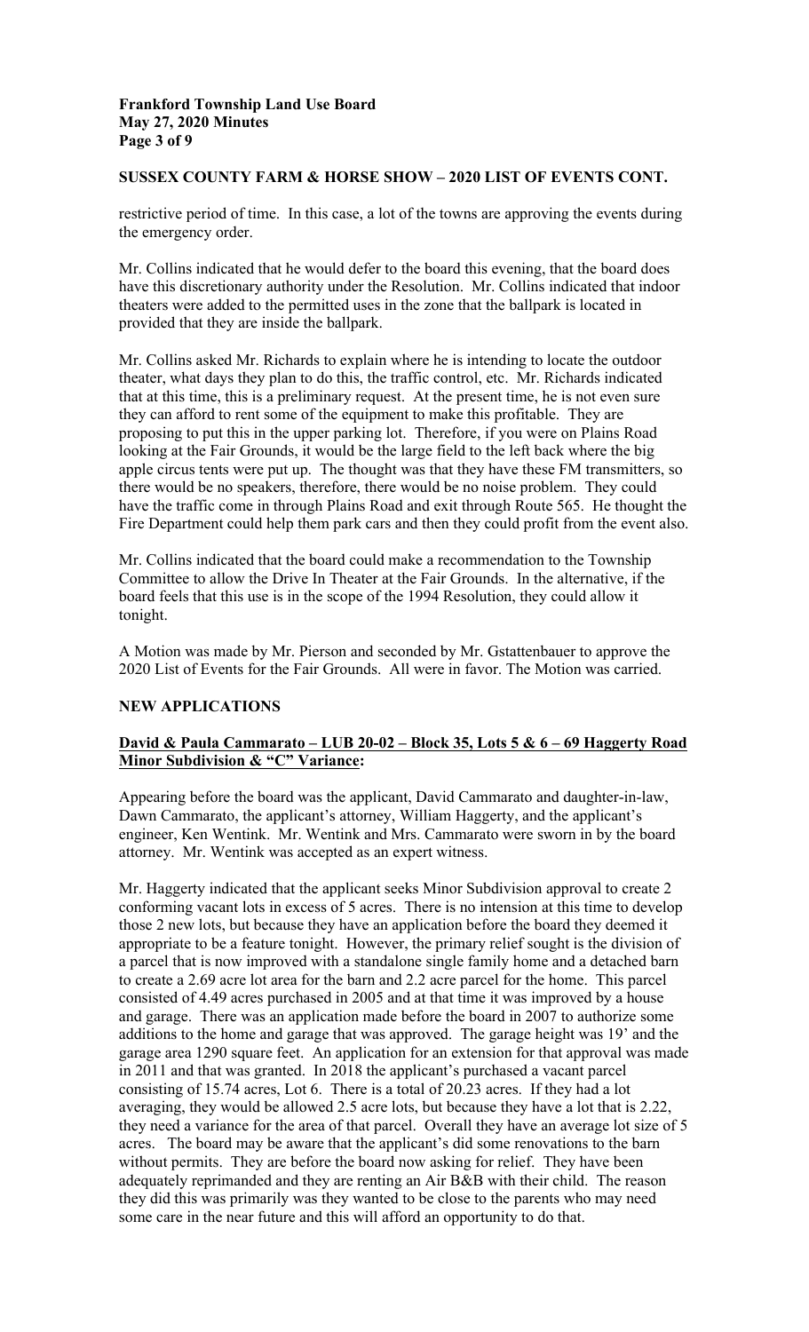**SUSSEX COUNTY FARM & HORSE SHOW – 2020 LIST OF EVENTS CONT.**

restrictive period of time. In this case, a lot of the towns are approving the events during the emergency order.

Mr. Collins indicated that he would defer to the board this evening, that the board does have this discretionary authority under the Resolution. Mr. Collins indicated that indoor theaters were added to the permitted uses in the zone that the ballpark is located in provided that they are inside the ballpark.

Mr. Collins asked Mr. Richards to explain where he is intending to locate the outdoor theater, what days they plan to do this, the traffic control, etc. Mr. Richards indicated that at this time, this is a preliminary request. At the present time, he is not even sure they can afford to rent some of the equipment to make this profitable. They are proposing to put this in the upper parking lot. Therefore, if you were on Plains Road looking at the Fair Grounds, it would be the large field to the left back where the big apple circus tents were put up. The thought was that they have these FM transmitters, so there would be no speakers, therefore, there would be no noise problem. They could have the traffic come in through Plains Road and exit through Route 565. He thought the Fire Department could help them park cars and then they could profit from the event also.

Mr. Collins indicated that the board could make a recommendation to the Township Committee to allow the Drive In Theater at the Fair Grounds. In the alternative, if the board feels that this use is in the scope of the 1994 Resolution, they could allow it tonight.

A Motion was made by Mr. Pierson and seconded by Mr. Gstattenbauer to approve the 2020 List of Events for the Fair Grounds. All were in favor. The Motion was carried.

**NEW APPLICATIONS**

**David & Paula Cammarato – LUB 20-02 – Block 35, Lots 5 & 6 – 69 Haggerty Road Minor Subdivision & "C" Variance:**

Appearing before the board was the applicant, David Cammarato and daughter-in-law, Dawn Cammarato, the applicant's attorney, William Haggerty, and the applicant's engineer, Ken Wentink. Mr. Wentink and Mrs. Cammarato were sworn in by the board attorney. Mr. Wentink was accepted as an expert witness.

Mr. Haggerty indicated that the applicant seeks Minor Subdivision approval to create 2 conforming vacant lots in excess of 5 acres. There is no intension at this time to develop those 2 new lots, but because they have an application before the board they deemed it appropriate to be a feature tonight. However, the primary relief sought is the division of a parcel that is now improved with a standalone single family home and a detached barn to create a 2.69 acre lot area for the barn and 2.2 acre parcel for the home. This parcel consisted of 4.49 acres purchased in 2005 and at that time it was improved by a house and garage. There was an application made before the board in 2007 to authorize some additions to the home and garage that was approved. The garage height was 19' and the garage area 1290 square feet. An application for an extension for that approval was made in 2011 and that was granted. In 2018 the applicant's purchased a vacant parcel consisting of 15.74 acres, Lot 6. There is a total of 20.23 acres. If they had a lot averaging, they would be allowed 2.5 acre lots, but because they have a lot that is 2.22, they need a variance for the area of that parcel. Overall they have an average lot size of 5 acres. The board may be aware that the applicant's did some renovations to the barn without permits. They are before the board now asking for relief. They have been adequately reprimanded and they are renting an Air B&B with their child. The reason they did this was primarily was they wanted to be close to the parents who may need some care in the near future and this will afford an opportunity to do that.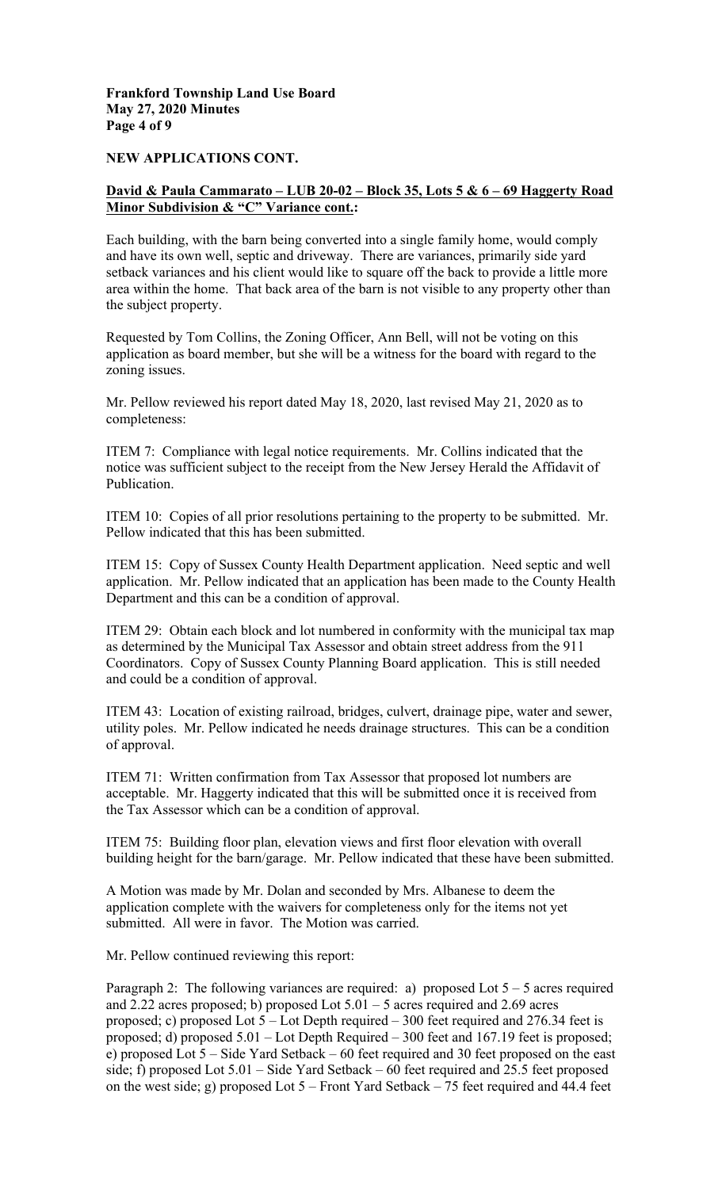**NEW APPLICATIONS CONT.**

**<u>David & Paula Cammarato – LUB 20-02 – Block 35, Lots 5 & 6 – 69 Haggerty Road Minor Subdivision & "C" Variance cont.</u>:**

Each building, with the barn being converted into a single family home, would comply and have its own well, septic and driveway. There are variances, primarily side yard setback variances and his client would like to square off the back to provide a little more area within the home. That back area of the barn is not visible to any property other than the subject property.

Requested by Tom Collins, the Zoning Officer, Ann Bell, will not be voting on this application as board member, but she will be a witness for the board with regard to the zoning issues.

Mr. Pellow reviewed his report dated May 18, 2020, last revised May 21, 2020 as to completeness:

ITEM 7: Compliance with legal notice requirements. Mr. Collins indicated that the notice was sufficient subject to the receipt from the New Jersey Herald the Affidavit of Publication.

ITEM 10: Copies of all prior resolutions pertaining to the property to be submitted. Mr. Pellow indicated that this has been submitted.

ITEM 15: Copy of Sussex County Health Department application. Need septic and well application. Mr. Pellow indicated that an application has been made to the County Health Department and this can be a condition of approval.

ITEM 29: Obtain each block and lot numbered in conformity with the municipal tax map as determined by the Municipal Tax Assessor and obtain street address from the 911 Coordinators. Copy of Sussex County Planning Board application. This is still needed and could be a condition of approval.

ITEM 43: Location of existing railroad, bridges, culvert, drainage pipe, water and sewer, utility poles. Mr. Pellow indicated he needs drainage structures. This can be a condition of approval.

ITEM 71: Written confirmation from Tax Assessor that proposed lot numbers are acceptable. Mr. Haggerty indicated that this will be submitted once it is received from the Tax Assessor which can be a condition of approval.

ITEM 75: Building floor plan, elevation views and first floor elevation with overall building height for the barn/garage. Mr. Pellow indicated that these have been submitted.

A Motion was made by Mr. Dolan and seconded by Mrs. Albanese to deem the application complete with the waivers for completeness only for the items not yet submitted. All were in favor. The Motion was carried.

Mr. Pellow continued reviewing this report:

Paragraph 2: The following variances are required: a) proposed Lot 5 – 5 acres required and 2.22 acres proposed; b) proposed Lot 5.01 – 5 acres required and 2.69 acres proposed; c) proposed Lot 5 – Lot Depth required – 300 feet required and 276.34 feet is proposed; d) proposed 5.01 – Lot Depth Required – 300 feet and 167.19 feet is proposed; e) proposed Lot 5 – Side Yard Setback – 60 feet required and 30 feet proposed on the east side; f) proposed Lot 5.01 – Side Yard Setback – 60 feet required and 25.5 feet proposed on the west side; g) proposed Lot 5 – Front Yard Setback – 75 feet required and 44.4 feet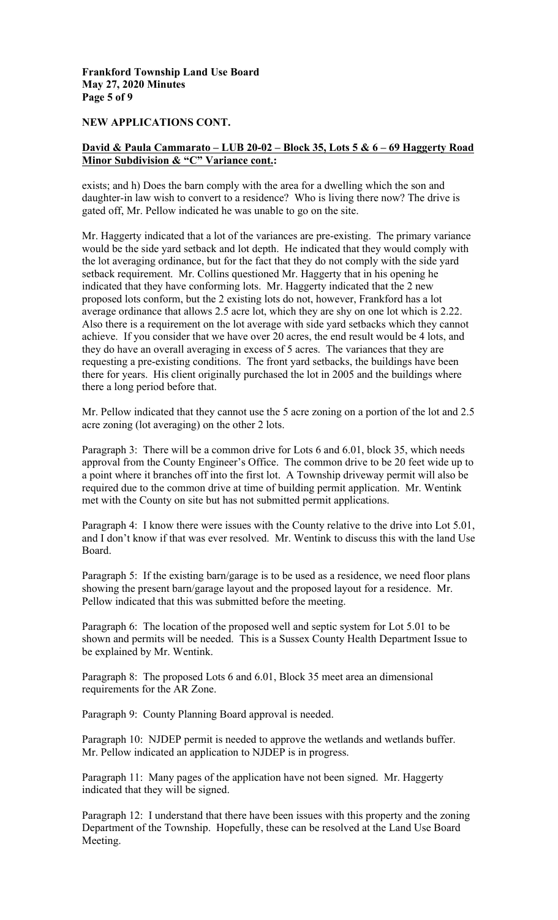**NEW APPLICATIONS CONT.**

**David & Paula Cammarato – LUB 20-02 – Block 35, Lots 5 & 6 – 69 Haggerty Road Minor Subdivision & "C" Variance cont.:**

exists; and h) Does the barn comply with the area for a dwelling which the son and daughter-in law wish to convert to a residence? Who is living there now? The drive is gated off, Mr. Pellow indicated he was unable to go on the site.

Mr. Haggerty indicated that a lot of the variances are pre-existing. The primary variance would be the side yard setback and lot depth. He indicated that they would comply with the lot averaging ordinance, but for the fact that they do not comply with the side yard setback requirement. Mr. Collins questioned Mr. Haggerty that in his opening he indicated that they have conforming lots. Mr. Haggerty indicated that the 2 new proposed lots conform, but the 2 existing lots do not, however, Frankford has a lot average ordinance that allows 2.5 acre lot, which they are shy on one lot which is 2.22. Also there is a requirement on the lot average with side yard setbacks which they cannot achieve. If you consider that we have over 20 acres, the end result would be 4 lots, and they do have an overall averaging in excess of 5 acres. The variances that they are requesting a pre-existing conditions. The front yard setbacks, the buildings have been there for years. His client originally purchased the lot in 2005 and the buildings where there a long period before that.

Mr. Pellow indicated that they cannot use the 5 acre zoning on a portion of the lot and 2.5 acre zoning (lot averaging) on the other 2 lots.

Paragraph 3: There will be a common drive for Lots 6 and 6.01, block 35, which needs approval from the County Engineer's Office. The common drive to be 20 feet wide up to a point where it branches off into the first lot. A Township driveway permit will also be required due to the common drive at time of building permit application. Mr. Wentink met with the County on site but has not submitted permit applications.

Paragraph 4: I know there were issues with the County relative to the drive into Lot 5.01, and I don't know if that was ever resolved. Mr. Wentink to discuss this with the land Use Board.

Paragraph 5: If the existing barn/garage is to be used as a residence, we need floor plans showing the present barn/garage layout and the proposed layout for a residence. Mr. Pellow indicated that this was submitted before the meeting.

Paragraph 6: The location of the proposed well and septic system for Lot 5.01 to be shown and permits will be needed. This is a Sussex County Health Department Issue to be explained by Mr. Wentink.

Paragraph 8: The proposed Lots 6 and 6.01, Block 35 meet area an dimensional requirements for the AR Zone.

Paragraph 9: County Planning Board approval is needed.

Paragraph 10: NJDEP permit is needed to approve the wetlands and wetlands buffer. Mr. Pellow indicated an application to NJDEP is in progress.

Paragraph 11: Many pages of the application have not been signed. Mr. Haggerty indicated that they will be signed.

Paragraph 12: I understand that there have been issues with this property and the zoning Department of the Township. Hopefully, these can be resolved at the Land Use Board Meeting.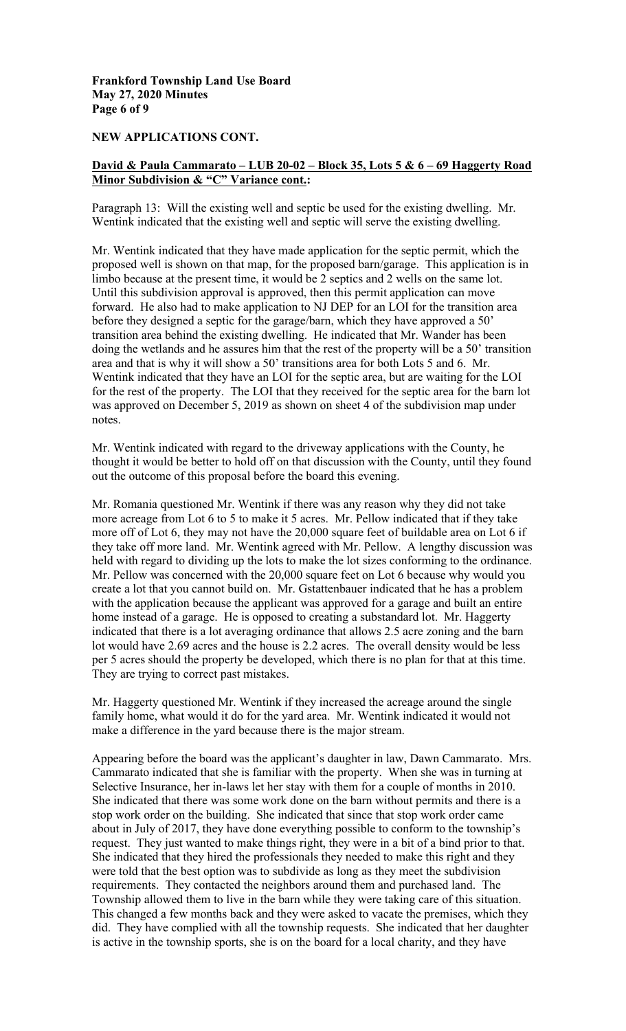**NEW APPLICATIONS CONT.**

**David & Paula Cammarato – LUB 20-02 – Block 35, Lots 5 & 6 – 69 Haggerty Road Minor Subdivision & "C" Variance cont.:**

Paragraph 13: Will the existing well and septic be used for the existing dwelling. Mr. Wentink indicated that the existing well and septic will serve the existing dwelling.

Mr. Wentink indicated that they have made application for the septic permit, which the proposed well is shown on that map, for the proposed barn/garage. This application is in limbo because at the present time, it would be 2 septics and 2 wells on the same lot. Until this subdivision approval is approved, then this permit application can move forward. He also had to make application to NJ DEP for an LOI for the transition area before they designed a septic for the garage/barn, which they have approved a 50' transition area behind the existing dwelling. He indicated that Mr. Wander has been doing the wetlands and he assures him that the rest of the property will be a 50' transition area and that is why it will show a 50' transitions area for both Lots 5 and 6. Mr. Wentink indicated that they have an LOI for the septic area, but are waiting for the LOI for the rest of the property. The LOI that they received for the septic area for the barn lot was approved on December 5, 2019 as shown on sheet 4 of the subdivision map under notes.

Mr. Wentink indicated with regard to the driveway applications with the County, he thought it would be better to hold off on that discussion with the County, until they found out the outcome of this proposal before the board this evening.

Mr. Romania questioned Mr. Wentink if there was any reason why they did not take more acreage from Lot 6 to 5 to make it 5 acres. Mr. Pellow indicated that if they take more off of Lot 6, they may not have the 20,000 square feet of buildable area on Lot 6 if they take off more land. Mr. Wentink agreed with Mr. Pellow. A lengthy discussion was held with regard to dividing up the lots to make the lot sizes conforming to the ordinance. Mr. Pellow was concerned with the 20,000 square feet on Lot 6 because why would you create a lot that you cannot build on. Mr. Gstattenbauer indicated that he has a problem with the application because the applicant was approved for a garage and built an entire home instead of a garage. He is opposed to creating a substandard lot. Mr. Haggerty indicated that there is a lot averaging ordinance that allows 2.5 acre zoning and the barn lot would have 2.69 acres and the house is 2.2 acres. The overall density would be less per 5 acres should the property be developed, which there is no plan for that at this time. They are trying to correct past mistakes.

Mr. Haggerty questioned Mr. Wentink if they increased the acreage around the single family home, what would it do for the yard area. Mr. Wentink indicated it would not make a difference in the yard because there is the major stream.

Appearing before the board was the applicant's daughter in law, Dawn Cammarato. Mrs. Cammarato indicated that she is familiar with the property. When she was in turning at Selective Insurance, her in-laws let her stay with them for a couple of months in 2010. She indicated that there was some work done on the barn without permits and there is a stop work order on the building. She indicated that since that stop work order came about in July of 2017, they have done everything possible to conform to the township's request. They just wanted to make things right, they were in a bit of a bind prior to that. She indicated that they hired the professionals they needed to make this right and they were told that the best option was to subdivide as long as they meet the subdivision requirements. They contacted the neighbors around them and purchased land. The Township allowed them to live in the barn while they were taking care of this situation. This changed a few months back and they were asked to vacate the premises, which they did. They have complied with all the township requests. She indicated that her daughter is active in the township sports, she is on the board for a local charity, and they have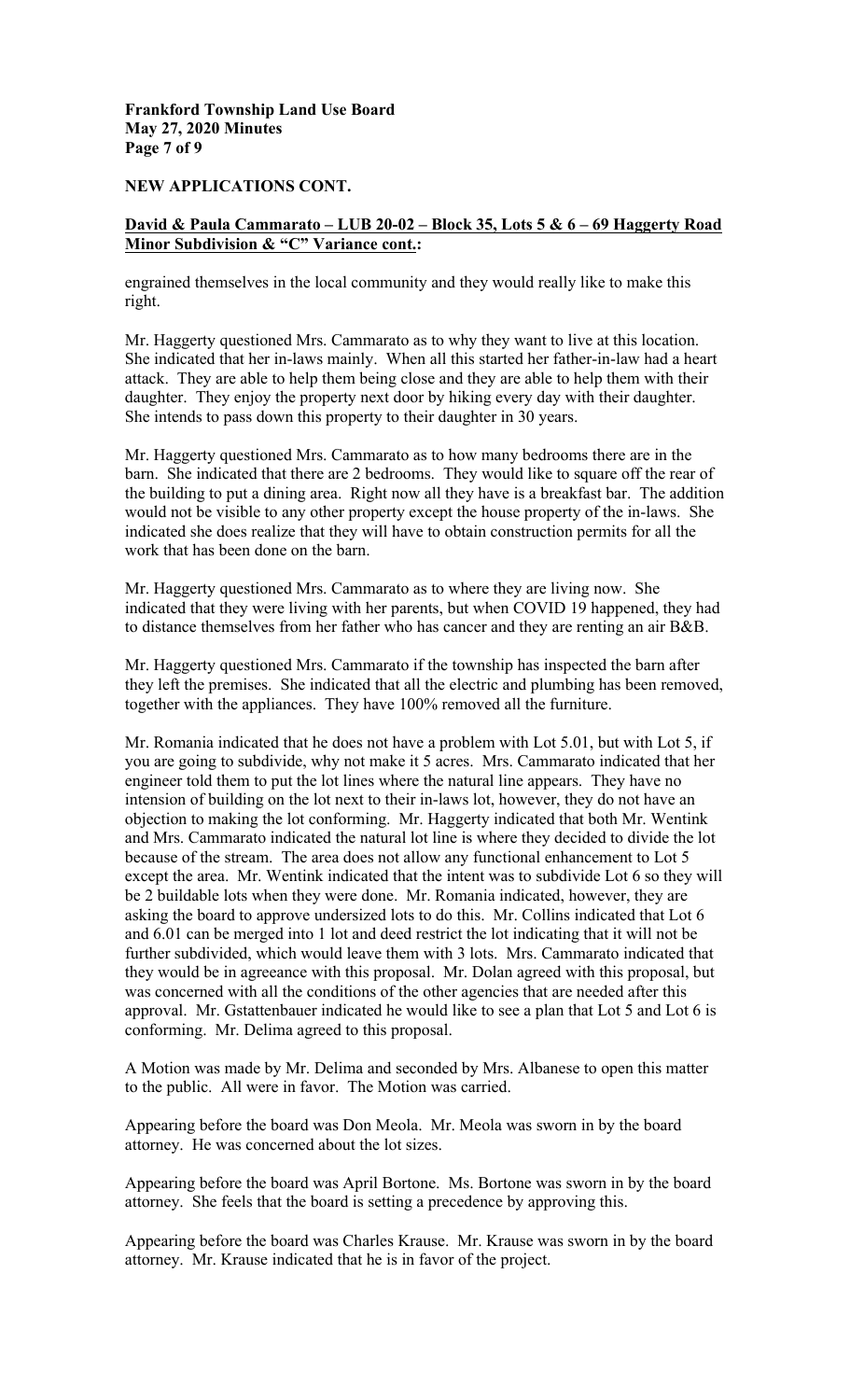**NEW APPLICATIONS CONT.**

**David & Paula Cammarato – LUB 20-02 – Block 35, Lots 5 & 6 – 69 Haggerty Road Minor Subdivision & "C" Variance cont.:**

engrained themselves in the local community and they would really like to make this right.

Mr. Haggerty questioned Mrs. Cammarato as to why they want to live at this location. She indicated that her in-laws mainly. When all this started her father-in-law had a heart attack. They are able to help them being close and they are able to help them with their daughter. They enjoy the property next door by hiking every day with their daughter. She intends to pass down this property to their daughter in 30 years.

Mr. Haggerty questioned Mrs. Cammarato as to how many bedrooms there are in the barn. She indicated that there are 2 bedrooms. They would like to square off the rear of the building to put a dining area. Right now all they have is a breakfast bar. The addition would not be visible to any other property except the house property of the in-laws. She indicated she does realize that they will have to obtain construction permits for all the work that has been done on the barn.

Mr. Haggerty questioned Mrs. Cammarato as to where they are living now. She indicated that they were living with her parents, but when COVID 19 happened, they had to distance themselves from her father who has cancer and they are renting an air B&B.

Mr. Haggerty questioned Mrs. Cammarato if the township has inspected the barn after they left the premises. She indicated that all the electric and plumbing has been removed, together with the appliances. They have 100% removed all the furniture.

Mr. Romania indicated that he does not have a problem with Lot 5.01, but with Lot 5, if you are going to subdivide, why not make it 5 acres. Mrs. Cammarato indicated that her engineer told them to put the lot lines where the natural line appears. They have no intension of building on the lot next to their in-laws lot, however, they do not have an objection to making the lot conforming. Mr. Haggerty indicated that both Mr. Wentink and Mrs. Cammarato indicated the natural lot line is where they decided to divide the lot because of the stream. The area does not allow any functional enhancement to Lot 5 except the area. Mr. Wentink indicated that the intent was to subdivide Lot 6 so they will be 2 buildable lots when they were done. Mr. Romania indicated, however, they are asking the board to approve undersized lots to do this. Mr. Collins indicated that Lot 6 and 6.01 can be merged into 1 lot and deed restrict the lot indicating that it will not be further subdivided, which would leave them with 3 lots. Mrs. Cammarato indicated that they would be in agreeance with this proposal. Mr. Dolan agreed with this proposal, but was concerned with all the conditions of the other agencies that are needed after this approval. Mr. Gstattenbauer indicated he would like to see a plan that Lot 5 and Lot 6 is conforming. Mr. Delima agreed to this proposal.

A Motion was made by Mr. Delima and seconded by Mrs. Albanese to open this matter to the public. All were in favor. The Motion was carried.

Appearing before the board was Don Meola. Mr. Meola was sworn in by the board attorney. He was concerned about the lot sizes.

Appearing before the board was April Bortone. Ms. Bortone was sworn in by the board attorney. She feels that the board is setting a precedence by approving this.

Appearing before the board was Charles Krause. Mr. Krause was sworn in by the board attorney. Mr. Krause indicated that he is in favor of the project.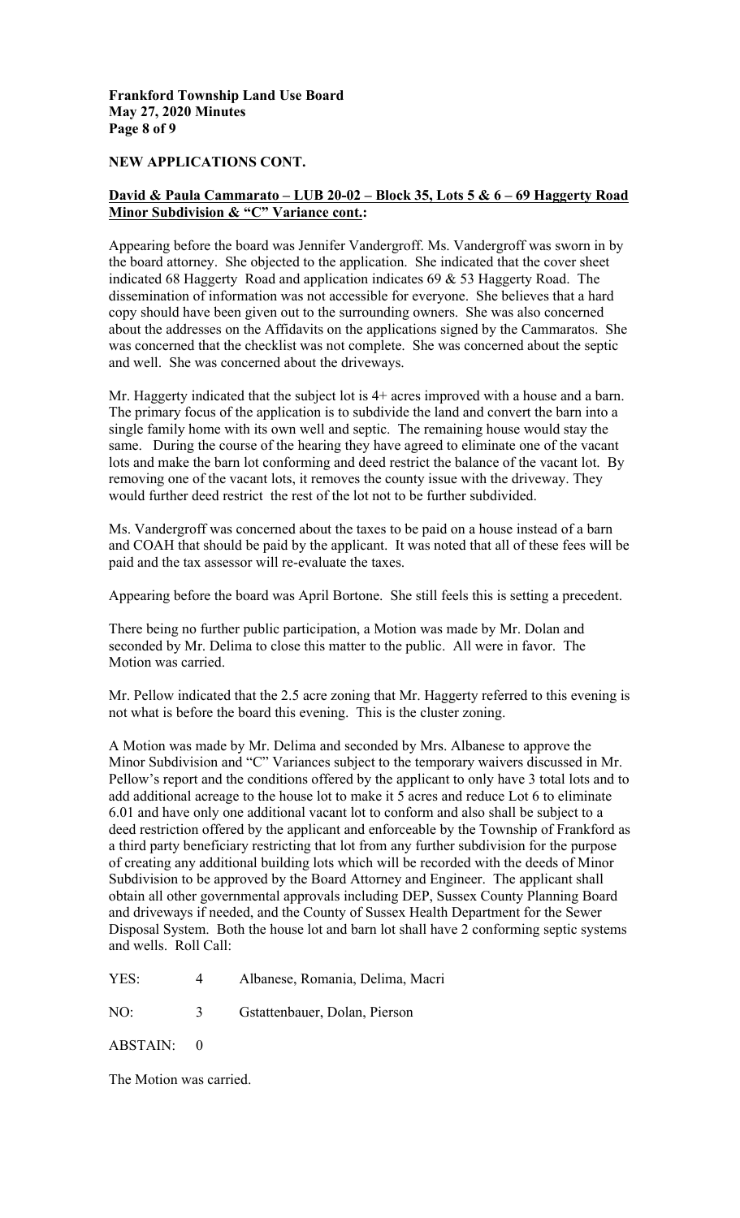**NEW APPLICATIONS CONT.**

**David & Paula Cammarato – LUB 20-02 – Block 35, Lots 5 & 6 – 69 Haggerty Road Minor Subdivision & "C" Variance cont.:**

Appearing before the board was Jennifer Vandergroff. Ms. Vandergroff was sworn in by the board attorney. She objected to the application. She indicated that the cover sheet indicated 68 Haggerty Road and application indicates 69 & 53 Haggerty Road. The dissemination of information was not accessible for everyone. She believes that a hard copy should have been given out to the surrounding owners. She was also concerned about the addresses on the Affidavits on the applications signed by the Cammaratos. She was concerned that the checklist was not complete. She was concerned about the septic and well. She was concerned about the driveways.

Mr. Haggerty indicated that the subject lot is 4+ acres improved with a house and a barn. The primary focus of the application is to subdivide the land and convert the barn into a single family home with its own well and septic. The remaining house would stay the same. During the course of the hearing they have agreed to eliminate one of the vacant lots and make the barn lot conforming and deed restrict the balance of the vacant lot. By removing one of the vacant lots, it removes the county issue with the driveway. They would further deed restrict the rest of the lot not to be further subdivided.

Ms. Vandergroff was concerned about the taxes to be paid on a house instead of a barn and COAH that should be paid by the applicant. It was noted that all of these fees will be paid and the tax assessor will re-evaluate the taxes.

Appearing before the board was April Bortone. She still feels this is setting a precedent.

There being no further public participation, a Motion was made by Mr. Dolan and seconded by Mr. Delima to close this matter to the public. All were in favor. The Motion was carried.

Mr. Pellow indicated that the 2.5 acre zoning that Mr. Haggerty referred to this evening is not what is before the board this evening. This is the cluster zoning.

A Motion was made by Mr. Delima and seconded by Mrs. Albanese to approve the Minor Subdivision and "C" Variances subject to the temporary waivers discussed in Mr. Pellow's report and the conditions offered by the applicant to only have 3 total lots and to add additional acreage to the house lot to make it 5 acres and reduce Lot 6 to eliminate 6.01 and have only one additional vacant lot to conform and also shall be subject to a deed restriction offered by the applicant and enforceable by the Township of Frankford as a third party beneficiary restricting that lot from any further subdivision for the purpose of creating any additional building lots which will be recorded with the deeds of Minor Subdivision to be approved by the Board Attorney and Engineer. The applicant shall obtain all other governmental approvals including DEP, Sussex County Planning Board and driveways if needed, and the County of Sussex Health Department for the Sewer Disposal System. Both the house lot and barn lot shall have 2 conforming septic systems and wells. Roll Call:

YES: 4 Albanese, Romania, Delima, Macri

NO: 3 Gstattenbauer, Dolan, Pierson

ABSTAIN: 0

The Motion was carried.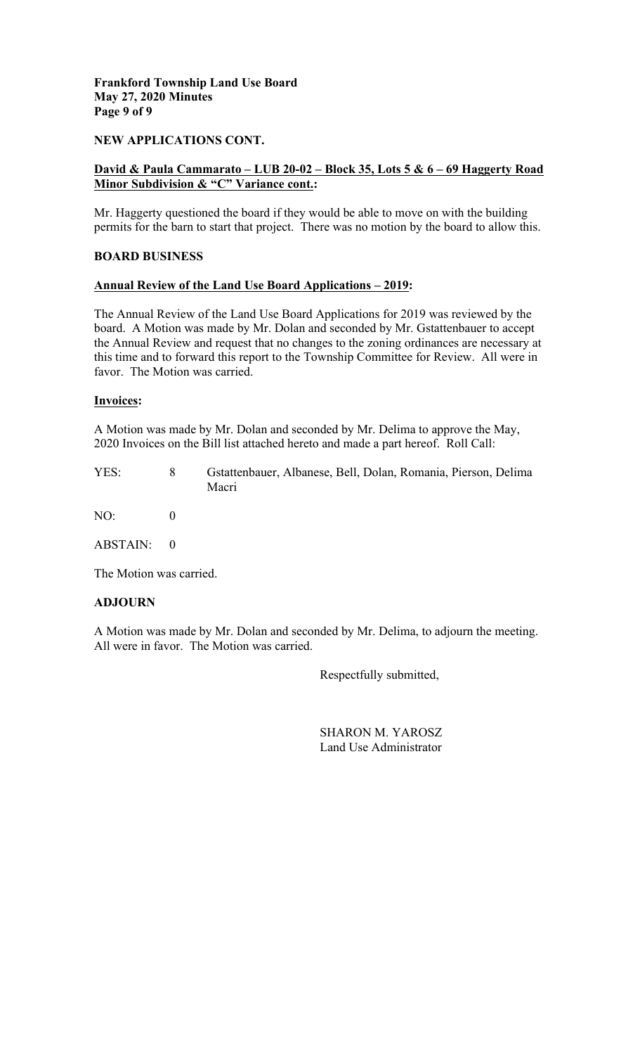## NEW APPLICATIONS CONT.

**<u>David & Paula Cammarato – LUB 20-02 – Block 35, Lots 5 & 6 – 69 Haggerty Road Minor Subdivision & "C" Variance cont.:</u>**

Mr. Haggerty questioned the board if they would be able to move on with the building permits for the barn to start that project. There was no motion by the board to allow this.

## BOARD BUSINESS

**<u>Annual Review of the Land Use Board Applications – 2019</u>:**

The Annual Review of the Land Use Board Applications for 2019 was reviewed by the board. A Motion was made by Mr. Dolan and seconded by Mr. Gstattenbauer to accept the Annual Review and request that no changes to the zoning ordinances are necessary at this time and to forward this report to the Township Committee for Review. All were in favor. The Motion was carried.

**<u>Invoices</u>:**

A Motion was made by Mr. Dolan and seconded by Mr. Delima to approve the May, 2020 Invoices on the Bill list attached hereto and made a part hereof. Roll Call:

| | | |
|---|---|---|
| YES: | 8 | Gstattenbauer, Albanese, Bell, Dolan, Romania, Pierson, Delima Macri |
| NO: | 0 | |
| ABSTAIN: | 0 | |

The Motion was carried.

## ADJOURN

A Motion was made by Mr. Dolan and seconded by Mr. Delima, to adjourn the meeting. All were in favor. The Motion was carried.

Respectfully submitted,

SHARON M. YAROSZ
Land Use Administrator